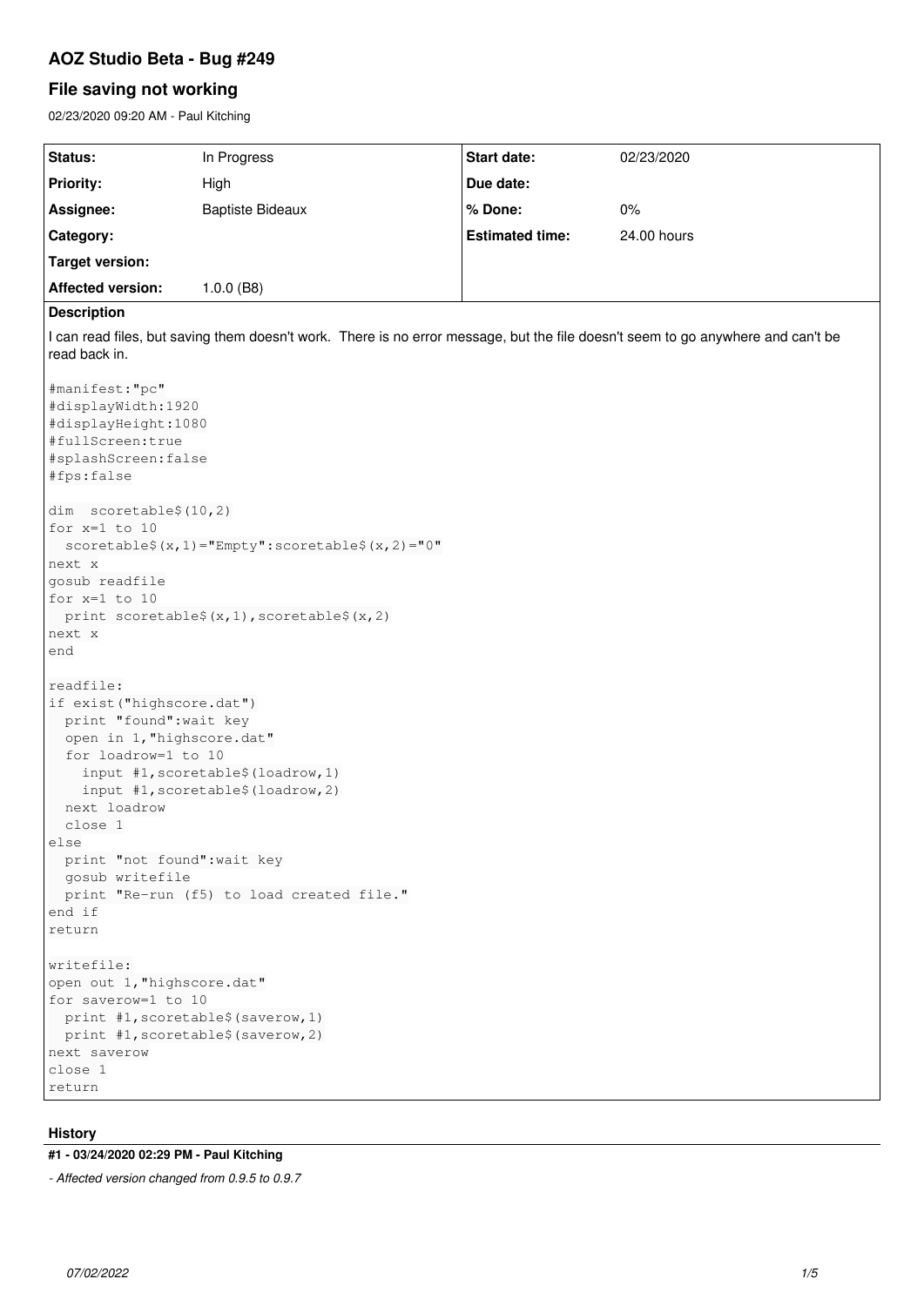# AOZ Studio Beta - Bug #249

## File saving not working

02/23/2020 09:20 AM - Paul Kitching

| Status: | In Progress | Start date: | 02/23/2020 |
|---|---|---|---|
| Priority: | High | Due date: | |
| Assignee: | Baptiste Bideaux | % Done: | 0% |
| Category: | | Estimated time: | 24.00 hours |
| Target version: | | | |
| Affected version: | 1.0.0 (B8) | | |

### Description

I can read files, but saving them doesn't work. There is no error message, but the file doesn't seem to go anywhere and can't be read back in.

```
#manifest:"pc"
#displayWidth:1920
#displayHeight:1080
#fullScreen:true
#splashScreen:false
#fps:false

dim  scoretable$(10,2)
for x=1 to 10
  scoretable$(x,1)="Empty":scoretable$(x,2)="0"
next x
gosub readfile
for x=1 to 10
  print scoretable$(x,1),scoretable$(x,2)
next x
end

readfile:
if exist("highscore.dat")
  print "found":wait key
  open in 1,"highscore.dat"
  for loadrow=1 to 10
    input #1,scoretable$(loadrow,1)
    input #1,scoretable$(loadrow,2)
  next loadrow
  close 1
else
  print "not found":wait key
  gosub writefile
  print "Re-run (f5) to load created file."
end if
return

writefile:
open out 1,"highscore.dat"
for saverow=1 to 10
  print #1,scoretable$(saverow,1)
  print #1,scoretable$(saverow,2)
next saverow
close 1
return
```

### History

#### #1 - 03/24/2020 02:29 PM - Paul Kitching

*- Affected version changed from 0.9.5 to 0.9.7*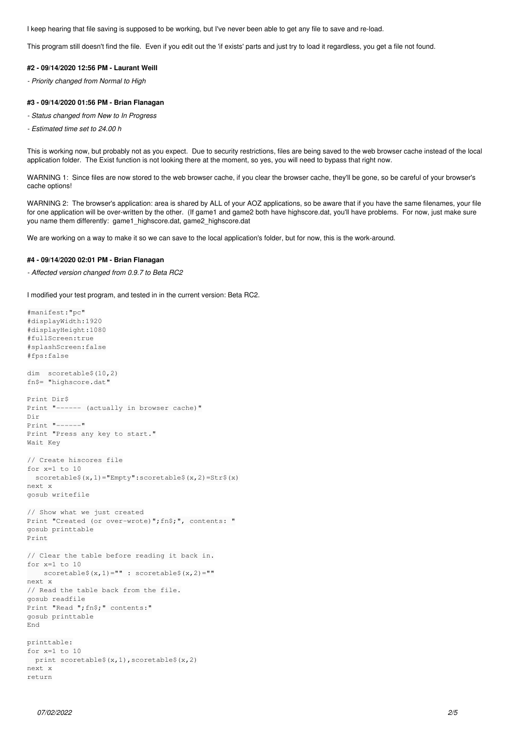I keep hearing that file saving is supposed to be working, but I've never been able to get any file to save and re-load.

This program still doesn't find the file. Even if you edit out the 'if exists' parts and just try to load it regardless, you get a file not found.

#### #2 - 09/14/2020 12:56 PM - Laurant Weill

*- Priority changed from Normal to High*

#### #3 - 09/14/2020 01:56 PM - Brian Flanagan

*- Status changed from New to In Progress*

*- Estimated time set to 24.00 h*

This is working now, but probably not as you expect. Due to security restrictions, files are being saved to the web browser cache instead of the local application folder. The Exist function is not looking there at the moment, so yes, you will need to bypass that right now.

WARNING 1: Since files are now stored to the web browser cache, if you clear the browser cache, they'll be gone, so be careful of your browser's cache options!

WARNING 2: The browser's application: area is shared by ALL of your AOZ applications, so be aware that if you have the same filenames, your file for one application will be over-written by the other. (If game1 and game2 both have highscore.dat, you'll have problems. For now, just make sure you name them differently: game1_highscore.dat, game2_highscore.dat

We are working on a way to make it so we can save to the local application's folder, but for now, this is the work-around.

#### #4 - 09/14/2020 02:01 PM - Brian Flanagan

*- Affected version changed from 0.9.7 to Beta RC2*

I modified your test program, and tested in in the current version: Beta RC2.

```
#manifest:"pc"
#displayWidth:1920
#displayHeight:1080
#fullScreen:true
#splashScreen:false
#fps:false

dim  scoretable$(10,2)
fn$= "highscore.dat"

Print Dir$
Print "------ (actually in browser cache)"
Dir
Print "------"
Print "Press any key to start."
Wait Key

// Create hiscores file
for x=1 to 10
  scoretable$(x,1)="Empty":scoretable$(x,2)=Str$(x)
next x
gosub writefile

// Show what we just created
Print "Created (or over-wrote)";fn$;", contents: "
gosub printtable
Print

// Clear the table before reading it back in.
for x=1 to 10
    scoretable$(x,1)="" : scoretable$(x,2)=""
next x
// Read the table back from the file.
gosub readfile
Print "Read ";fn$;" contents:"
gosub printtable
End

printtable:
for x=1 to 10
  print scoretable$(x,1),scoretable$(x,2)
next x
return
```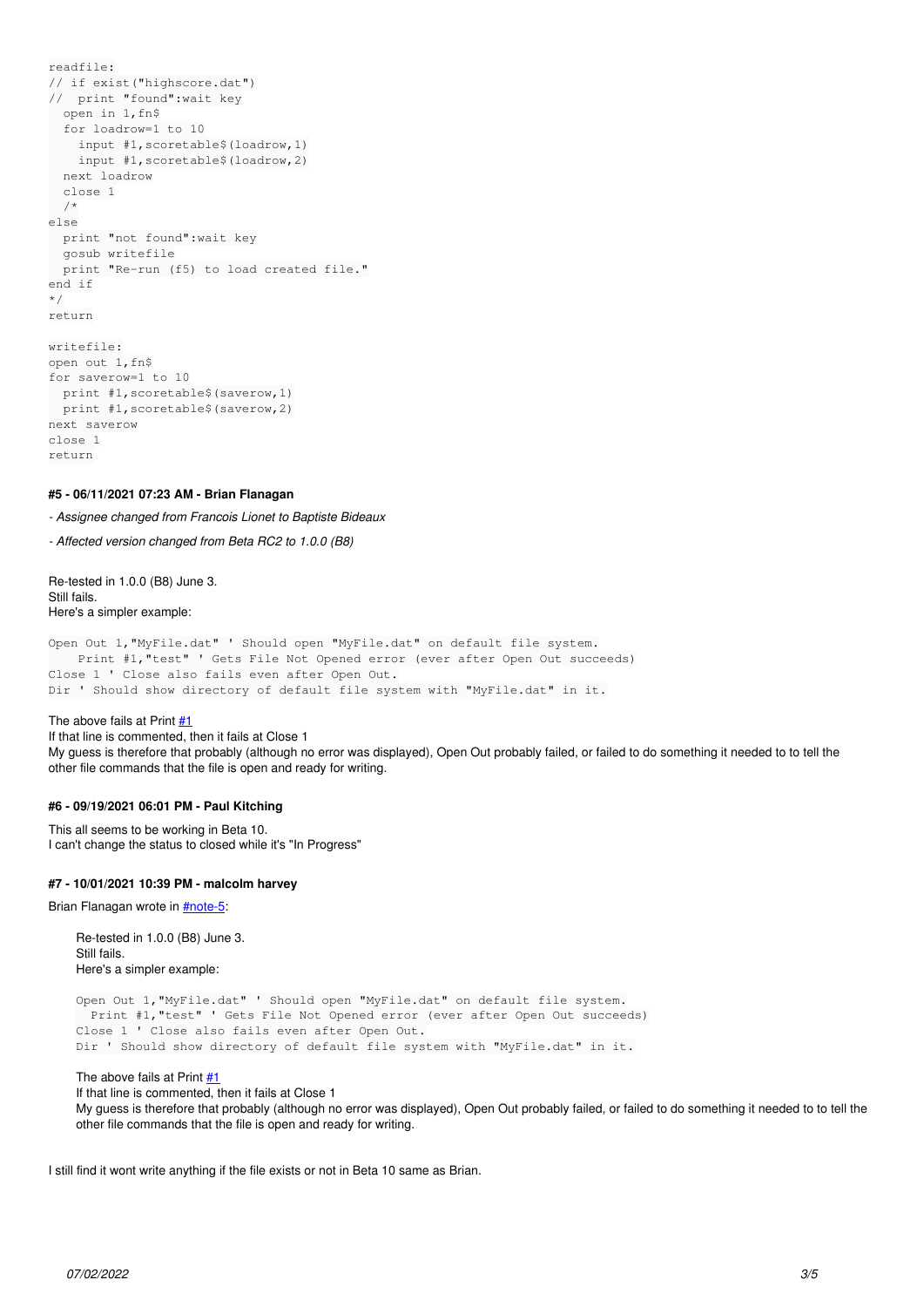```
readfile:
// if exist("highscore.dat")
//  print "found":wait key
  open in 1,fn$
  for loadrow=1 to 10
    input #1,scoretable$(loadrow,1)
    input #1,scoretable$(loadrow,2)
  next loadrow
  close 1
  /*
else
  print "not found":wait key
  gosub writefile
  print "Re-run (f5) to load created file."
end if
*/
return

writefile:
open out 1,fn$
for saverow=1 to 10
  print #1,scoretable$(saverow,1)
  print #1,scoretable$(saverow,2)
next saverow
close 1
return
```

#### #5 - 06/11/2021 07:23 AM - Brian Flanagan

*- Assignee changed from Francois Lionet to Baptiste Bideaux*

*- Affected version changed from Beta RC2 to 1.0.0 (B8)*

Re-tested in 1.0.0 (B8) June 3.
Still fails.
Here's a simpler example:

```
Open Out 1,"MyFile.dat" ' Should open "MyFile.dat" on default file system.
    Print #1,"test" ' Gets File Not Opened error (ever after Open Out succeeds)
Close 1 ' Close also fails even after Open Out.
Dir ' Should show directory of default file system with "MyFile.dat" in it.
```

The above fails at Print #1
If that line is commented, then it fails at Close 1
My guess is therefore that probably (although no error was displayed), Open Out probably failed, or failed to do something it needed to to tell the other file commands that the file is open and ready for writing.

#### #6 - 09/19/2021 06:01 PM - Paul Kitching

This all seems to be working in Beta 10.
I can't change the status to closed while it's "In Progress"

#### #7 - 10/01/2021 10:39 PM - malcolm harvey

Brian Flanagan wrote in #note-5:

> Re-tested in 1.0.0 (B8) June 3.
> Still fails.
> Here's a simpler example:
>
> ```
> Open Out 1,"MyFile.dat" ' Should open "MyFile.dat" on default file system.
>   Print #1,"test" ' Gets File Not Opened error (ever after Open Out succeeds)
> Close 1 ' Close also fails even after Open Out.
> Dir ' Should show directory of default file system with "MyFile.dat" in it.
> ```
>
> The above fails at Print #1
> If that line is commented, then it fails at Close 1
> My guess is therefore that probably (although no error was displayed), Open Out probably failed, or failed to do something it needed to to tell the other file commands that the file is open and ready for writing.

I still find it wont write anything if the file exists or not in Beta 10 same as Brian.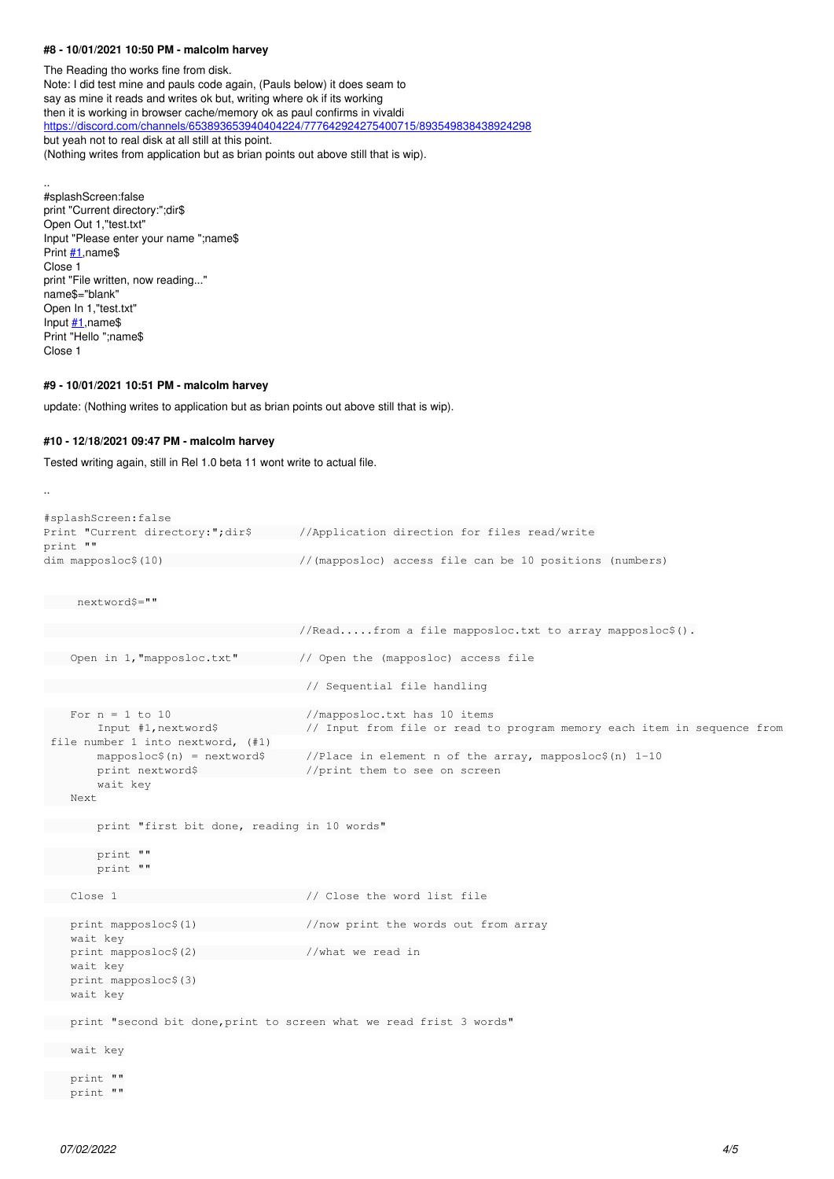**#8 - 10/01/2021 10:50 PM - malcolm harvey**

The Reading tho works fine from disk.
Note: I did test mine and pauls code again, (Pauls below) it does seam to
say as mine it reads and writes ok but, writing where ok if its working
then it is working in browser cache/memory ok as paul confirms in vivaldi
https://discord.com/channels/653893653940404224/777642924275400715/893549838438924298
but yeah not to real disk at all still at this point.
(Nothing writes from application but as brian points out above still that is wip).

..
#splashScreen:false
print "Current directory:";dir$
Open Out 1,"test.txt"
Input "Please enter your name ";name$
Print #1,name$
Close 1
print "File written, now reading..."
name$="blank"
Open In 1,"test.txt"
Input #1,name$
Print "Hello ";name$
Close 1

**#9 - 10/01/2021 10:51 PM - malcolm harvey**

update: (Nothing writes to application but as brian points out above still that is wip).

**#10 - 12/18/2021 09:47 PM - malcolm harvey**

Tested writing again, still in Rel 1.0 beta 11 wont write to actual file.

..

```
#splashScreen:false
Print "Current directory:";dir$       //Application direction for files read/write
print ""
dim mapposloc$(10)                    //(mapposloc) access file can be 10 positions (numbers)


     nextword$=""

                                      //Read.....from a file mapposloc.txt to array mapposloc$().

    Open in 1,"mapposloc.txt"         // Open the (mapposloc) access file

                                       // Sequential file handling

    For n = 1 to 10                    //mapposloc.txt has 10 items
        Input #1,nextword$             // Input from file or read to program memory each item in sequence from
 file number 1 into nextword, (#1)
        mapposloc$(n) = nextword$      //Place in element n of the array, mapposloc$(n) 1-10
        print nextword$                //print them to see on screen
        wait key
    Next

        print "first bit done, reading in 10 words"

        print ""
        print ""

    Close 1                            // Close the word list file

    print mapposloc$(1)                //now print the words out from array
    wait key
    print mapposloc$(2)                //what we read in
    wait key
    print mapposloc$(3)
    wait key

    print "second bit done,print to screen what we read frist 3 words"

    wait key

    print ""
    print ""
```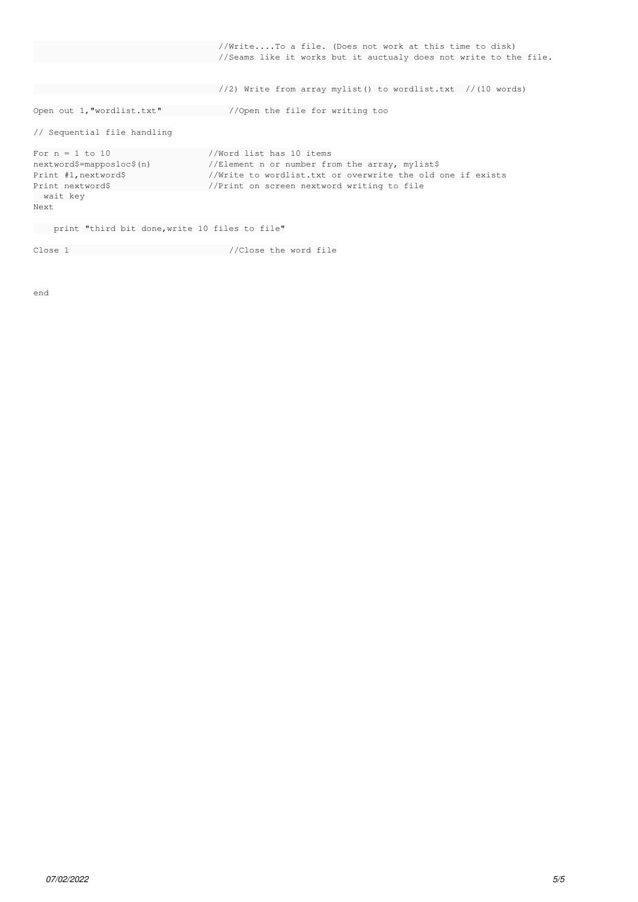```
                                    //Write....To a file. (Does not work at this time to disk)
                                    //Seams like it works but it auctualy does not write to the file.


                                    //2) Write from array mylist() to wordlist.txt  //(10 words)

Open out 1,"wordlist.txt"             //Open the file for writing too

// Sequential file handling

For n = 1 to 10                   //Word list has 10 items
nextword$=mapposloc$(n)           //Element n or number from the array, mylist$
Print #1,nextword$                //Write to wordlist.txt or overwrite the old one if exists
Print nextword$                   //Print on screen nextword writing to file
  wait key
Next

    print "third bit done,write 10 files to file"

Close 1                               //Close the word file


end
```

*07/02/2022*